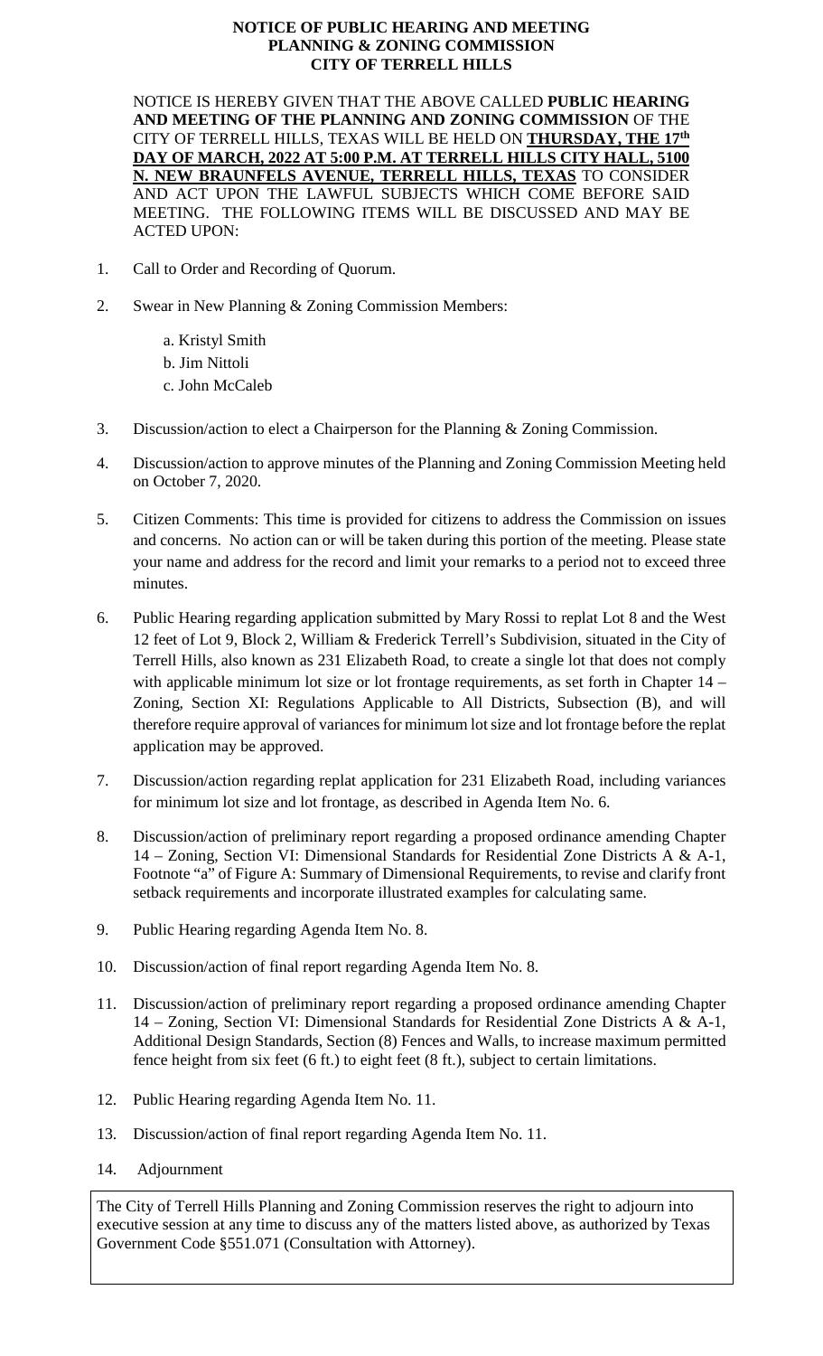# NOTICE OF PUBLIC HEARING AND MEETING
# PLANNING & ZONING COMMISSION
# CITY OF TERRELL HILLS

NOTICE IS HEREBY GIVEN THAT THE ABOVE CALLED **PUBLIC HEARING AND MEETING OF THE PLANNING AND ZONING COMMISSION** OF THE CITY OF TERRELL HILLS, TEXAS WILL BE HELD ON **THURSDAY, THE 17th DAY OF MARCH, 2022 AT 5:00 P.M. AT TERRELL HILLS CITY HALL, 5100 N. NEW BRAUNFELS AVENUE, TERRELL HILLS, TEXAS** TO CONSIDER AND ACT UPON THE LAWFUL SUBJECTS WHICH COME BEFORE SAID MEETING. THE FOLLOWING ITEMS WILL BE DISCUSSED AND MAY BE ACTED UPON:

1. Call to Order and Recording of Quorum.

2. Swear in New Planning & Zoning Commission Members:

   a. Kristyl Smith
   b. Jim Nittoli
   c. John McCaleb

3. Discussion/action to elect a Chairperson for the Planning & Zoning Commission.

4. Discussion/action to approve minutes of the Planning and Zoning Commission Meeting held on October 7, 2020.

5. Citizen Comments: This time is provided for citizens to address the Commission on issues and concerns. No action can or will be taken during this portion of the meeting. Please state your name and address for the record and limit your remarks to a period not to exceed three minutes.

6. Public Hearing regarding application submitted by Mary Rossi to replat Lot 8 and the West 12 feet of Lot 9, Block 2, William & Frederick Terrell's Subdivision, situated in the City of Terrell Hills, also known as 231 Elizabeth Road, to create a single lot that does not comply with applicable minimum lot size or lot frontage requirements, as set forth in Chapter 14 – Zoning, Section XI: Regulations Applicable to All Districts, Subsection (B), and will therefore require approval of variances for minimum lot size and lot frontage before the replat application may be approved.

7. Discussion/action regarding replat application for 231 Elizabeth Road, including variances for minimum lot size and lot frontage, as described in Agenda Item No. 6.

8. Discussion/action of preliminary report regarding a proposed ordinance amending Chapter 14 – Zoning, Section VI: Dimensional Standards for Residential Zone Districts A & A-1, Footnote "a" of Figure A: Summary of Dimensional Requirements, to revise and clarify front setback requirements and incorporate illustrated examples for calculating same.

9. Public Hearing regarding Agenda Item No. 8.

10. Discussion/action of final report regarding Agenda Item No. 8.

11. Discussion/action of preliminary report regarding a proposed ordinance amending Chapter 14 – Zoning, Section VI: Dimensional Standards for Residential Zone Districts A & A-1, Additional Design Standards, Section (8) Fences and Walls, to increase maximum permitted fence height from six feet (6 ft.) to eight feet (8 ft.), subject to certain limitations.

12. Public Hearing regarding Agenda Item No. 11.

13. Discussion/action of final report regarding Agenda Item No. 11.

14. Adjournment

The City of Terrell Hills Planning and Zoning Commission reserves the right to adjourn into executive session at any time to discuss any of the matters listed above, as authorized by Texas Government Code §551.071 (Consultation with Attorney).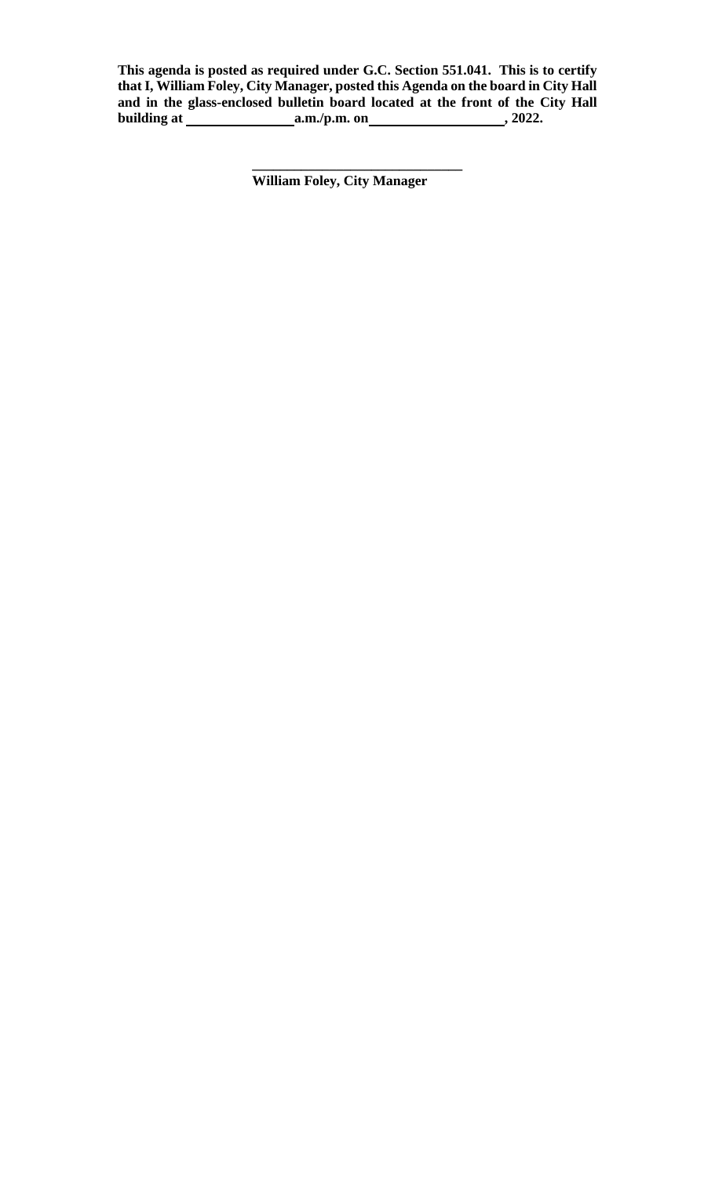**This agenda is posted as required under G.C. Section 551.041. This is to certify that I, William Foley, City Manager, posted this Agenda on the board in City Hall and in the glass-enclosed bulletin board located at the front of the City Hall building at _______________ a.m./p.m. on ____________________, 2022.**

______________________________

**William Foley, City Manager**